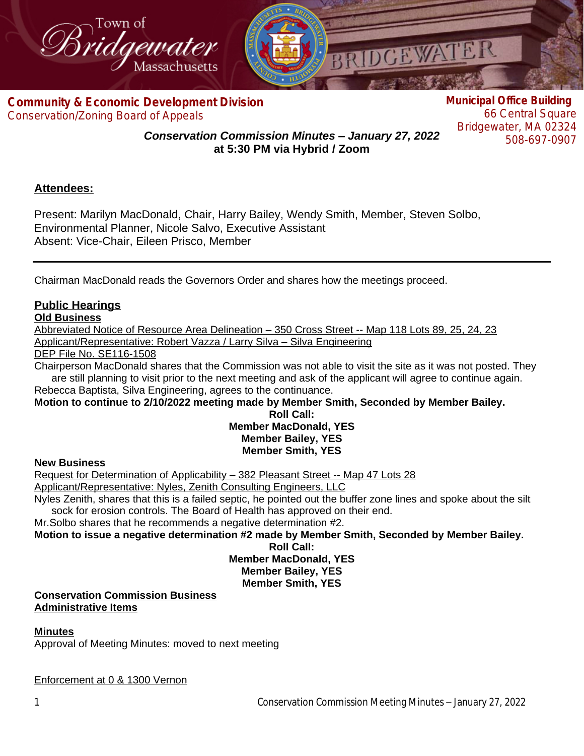Town of Bridgewater Massachusetts

**Community & Economic Development Division**
Conservation/Zoning Board of Appeals

**Municipal Office Building**
66 Central Square
Bridgewater, MA 02324
508-697-0907

***Conservation Commission Minutes – January 27, 2022***
**at 5:30 PM via Hybrid / Zoom**

## Attendees:

Present: Marilyn MacDonald, Chair, Harry Bailey, Wendy Smith, Member, Steven Solbo, Environmental Planner, Nicole Salvo, Executive Assistant
Absent: Vice-Chair, Eileen Prisco, Member

---

Chairman MacDonald reads the Governors Order and shares how the meetings proceed.

## Public Hearings

### Old Business

Abbreviated Notice of Resource Area Delineation – 350 Cross Street -- Map 118 Lots 89, 25, 24, 23
Applicant/Representative: Robert Vazza / Larry Silva – Silva Engineering
DEP File No. SE116-1508

Chairperson MacDonald shares that the Commission was not able to visit the site as it was not posted. They are still planning to visit prior to the next meeting and ask of the applicant will agree to continue again.
Rebecca Baptista, Silva Engineering, agrees to the continuance.

**Motion to continue to 2/10/2022 meeting made by Member Smith, Seconded by Member Bailey.**

**Roll Call:**
**Member MacDonald, YES**
**Member Bailey, YES**
**Member Smith, YES**

### New Business

Request for Determination of Applicability – 382 Pleasant Street -- Map 47 Lots 28
Applicant/Representative: Nyles, Zenith Consulting Engineers, LLC

Nyles Zenith, shares that this is a failed septic, he pointed out the buffer zone lines and spoke about the silt sock for erosion controls. The Board of Health has approved on their end.
Mr.Solbo shares that he recommends a negative determination #2.

**Motion to issue a negative determination #2 made by Member Smith, Seconded by Member Bailey.**

**Roll Call:**
**Member MacDonald, YES**
**Member Bailey, YES**
**Member Smith, YES**

## Conservation Commission Business

### Administrative Items

### Minutes

Approval of Meeting Minutes: moved to next meeting

Enforcement at 0 & 1300 Vernon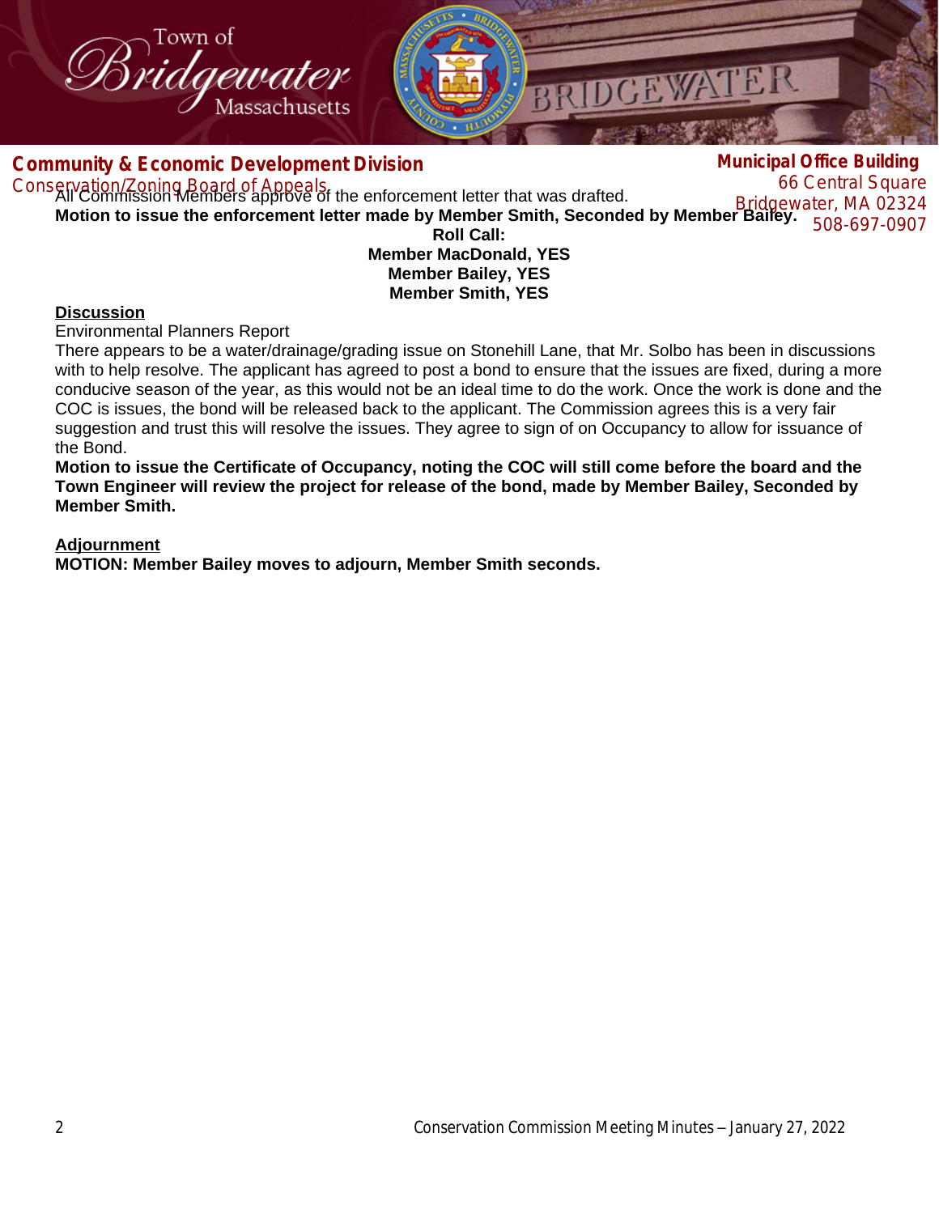All Commission Members approve of the enforcement letter that was drafted.

**Motion to issue the enforcement letter made by Member Smith, Seconded by Member Bailey.**

**Roll Call:**
**Member MacDonald, YES**
**Member Bailey, YES**
**Member Smith, YES**

## Discussion

Environmental Planners Report

There appears to be a water/drainage/grading issue on Stonehill Lane, that Mr. Solbo has been in discussions with to help resolve. The applicant has agreed to post a bond to ensure that the issues are fixed, during a more conducive season of the year, as this would not be an ideal time to do the work. Once the work is done and the COC is issues, the bond will be released back to the applicant. The Commission agrees this is a very fair suggestion and trust this will resolve the issues. They agree to sign of on Occupancy to allow for issuance of the Bond.

**Motion to issue the Certificate of Occupancy, noting the COC will still come before the board and the Town Engineer will review the project for release of the bond, made by Member Bailey, Seconded by Member Smith.**

## Adjournment

**MOTION: Member Bailey moves to adjourn, Member Smith seconds.**